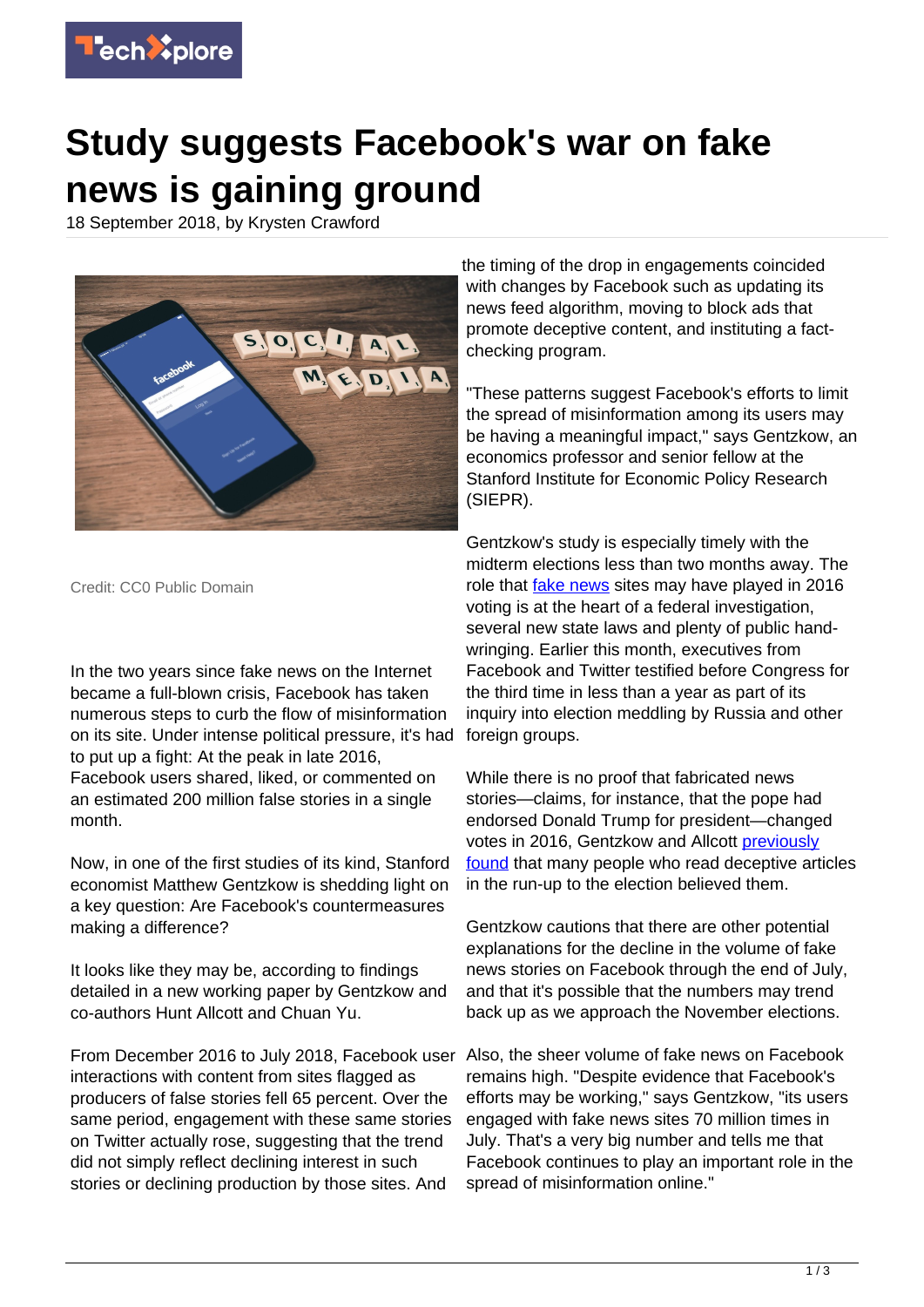# Study suggests Facebook's war on fake news is gaining ground

18 September 2018, by Krysten Crawford

Credit: CC0 Public Domain

In the two years since fake news on the Internet became a full-blown crisis, Facebook has taken numerous steps to curb the flow of misinformation on its site. Under intense political pressure, it's had to put up a fight: At the peak in late 2016, Facebook users shared, liked, or commented on an estimated 200 million false stories in a single month.

Now, in one of the first studies of its kind, Stanford economist Matthew Gentzkow is shedding light on a key question: Are Facebook's countermeasures making a difference?

It looks like they may be, according to findings detailed in a new working paper by Gentzkow and co-authors Hunt Allcott and Chuan Yu.

From December 2016 to July 2018, Facebook user interactions with content from sites flagged as producers of false stories fell 65 percent. Over the same period, engagement with these same stories on Twitter actually rose, suggesting that the trend did not simply reflect declining interest in such stories or declining production by those sites. And the timing of the drop in engagements coincided with changes by Facebook such as updating its news feed algorithm, moving to block ads that promote deceptive content, and instituting a fact-checking program.

"These patterns suggest Facebook's efforts to limit the spread of misinformation among its users may be having a meaningful impact," says Gentzkow, an economics professor and senior fellow at the Stanford Institute for Economic Policy Research (SIEPR).

Gentzkow's study is especially timely with the midterm elections less than two months away. The role that fake news sites may have played in 2016 voting is at the heart of a federal investigation, several new state laws and plenty of public hand-wringing. Earlier this month, executives from Facebook and Twitter testified before Congress for the third time in less than a year as part of its inquiry into election meddling by Russia and other foreign groups.

While there is no proof that fabricated news stories—claims, for instance, that the pope had endorsed Donald Trump for president—changed votes in 2016, Gentzkow and Allcott previously found that many people who read deceptive articles in the run-up to the election believed them.

Gentzkow cautions that there are other potential explanations for the decline in the volume of fake news stories on Facebook through the end of July, and that it's possible that the numbers may trend back up as we approach the November elections.

Also, the sheer volume of fake news on Facebook remains high. "Despite evidence that Facebook's efforts may be working," says Gentzkow, "its users engaged with fake news sites 70 million times in July. That's a very big number and tells me that Facebook continues to play an important role in the spread of misinformation online."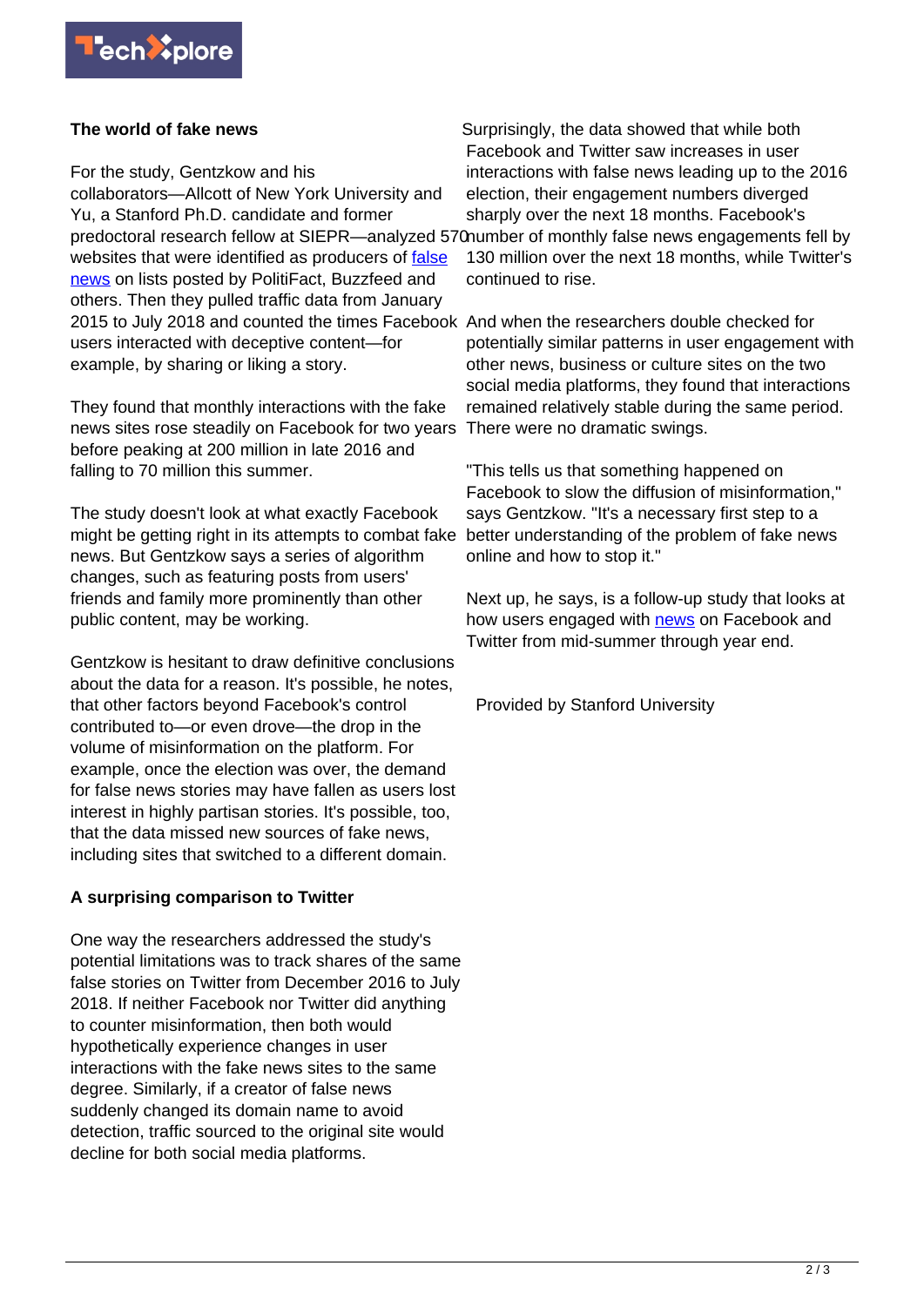## The world of fake news

For the study, Gentzkow and his collaborators—Allcott of New York University and Yu, a Stanford Ph.D. candidate and former predoctoral research fellow at SIEPR—analyzed 570 websites that were identified as producers of false news on lists posted by PolitiFact, Buzzfeed and others. Then they pulled traffic data from January 2015 to July 2018 and counted the times Facebook users interacted with deceptive content—for example, by sharing or liking a story.

They found that monthly interactions with the fake news sites rose steadily on Facebook for two years before peaking at 200 million in late 2016 and falling to 70 million this summer.

The study doesn't look at what exactly Facebook might be getting right in its attempts to combat fake news. But Gentzkow says a series of algorithm changes, such as featuring posts from users' friends and family more prominently than other public content, may be working.

Gentzkow is hesitant to draw definitive conclusions about the data for a reason. It's possible, he notes, that other factors beyond Facebook's control contributed to—or even drove—the drop in the volume of misinformation on the platform. For example, once the election was over, the demand for false news stories may have fallen as users lost interest in highly partisan stories. It's possible, too, that the data missed new sources of fake news, including sites that switched to a different domain.

## A surprising comparison to Twitter

One way the researchers addressed the study's potential limitations was to track shares of the same false stories on Twitter from December 2016 to July 2018. If neither Facebook nor Twitter did anything to counter misinformation, then both would hypothetically experience changes in user interactions with the fake news sites to the same degree. Similarly, if a creator of false news suddenly changed its domain name to avoid detection, traffic sourced to the original site would decline for both social media platforms.

Surprisingly, the data showed that while both Facebook and Twitter saw increases in user interactions with false news leading up to the 2016 election, their engagement numbers diverged sharply over the next 18 months. Facebook's number of monthly false news engagements fell by 130 million over the next 18 months, while Twitter's continued to rise.

And when the researchers double checked for potentially similar patterns in user engagement with other news, business or culture sites on the two social media platforms, they found that interactions remained relatively stable during the same period. There were no dramatic swings.

"This tells us that something happened on Facebook to slow the diffusion of misinformation," says Gentzkow. "It's a necessary first step to a better understanding of the problem of fake news online and how to stop it."

Next up, he says, is a follow-up study that looks at how users engaged with news on Facebook and Twitter from mid-summer through year end.

Provided by Stanford University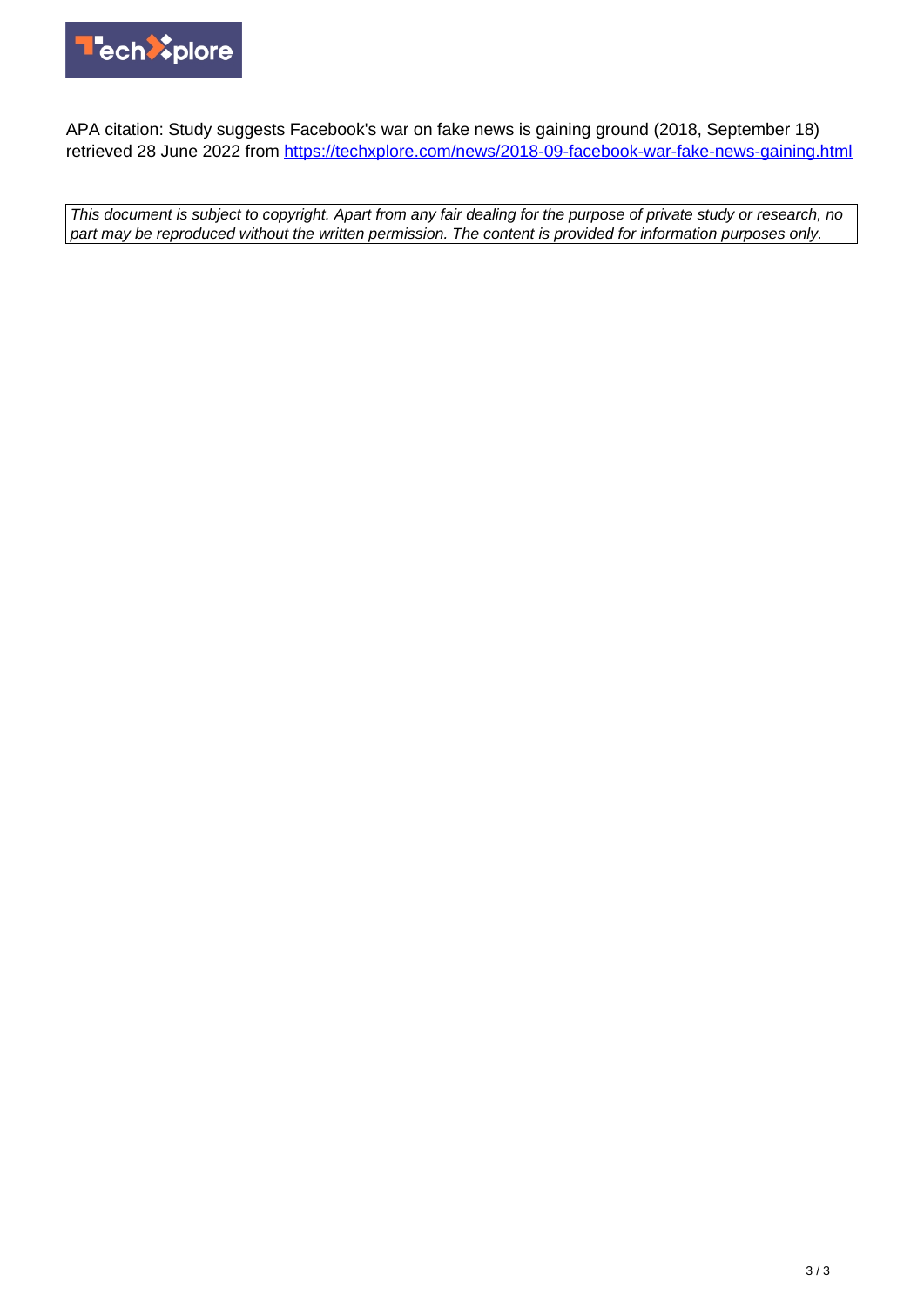APA citation: Study suggests Facebook's war on fake news is gaining ground (2018, September 18) retrieved 28 June 2022 from https://techxplore.com/news/2018-09-facebook-war-fake-news-gaining.html

*This document is subject to copyright. Apart from any fair dealing for the purpose of private study or research, no part may be reproduced without the written permission. The content is provided for information purposes only.*